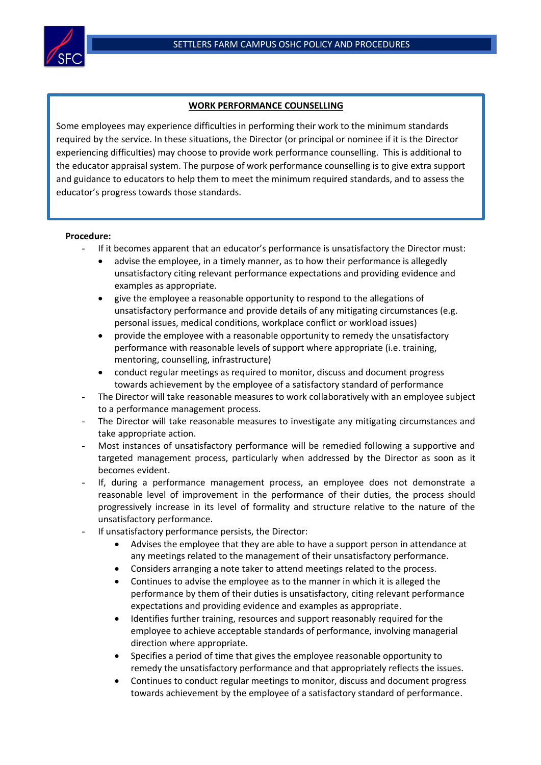## WORK PERFORMANCE COUNSELLING

Some employees may experience difficulties in performing their work to the minimum standards required by the service. In these situations, the Director (or principal or nominee if it is the Director experiencing difficulties) may choose to provide work performance counselling. This is additional to the educator appraisal system. The purpose of work performance counselling is to give extra support and guidance to educators to help them to meet the minimum required standards, and to assess the educator's progress towards those standards.

**Procedure:**

- If it becomes apparent that an educator's performance is unsatisfactory the Director must:
  - advise the employee, in a timely manner, as to how their performance is allegedly unsatisfactory citing relevant performance expectations and providing evidence and examples as appropriate.
  - give the employee a reasonable opportunity to respond to the allegations of unsatisfactory performance and provide details of any mitigating circumstances (e.g. personal issues, medical conditions, workplace conflict or workload issues)
  - provide the employee with a reasonable opportunity to remedy the unsatisfactory performance with reasonable levels of support where appropriate (i.e. training, mentoring, counselling, infrastructure)
  - conduct regular meetings as required to monitor, discuss and document progress towards achievement by the employee of a satisfactory standard of performance
- The Director will take reasonable measures to work collaboratively with an employee subject to a performance management process.
- The Director will take reasonable measures to investigate any mitigating circumstances and take appropriate action.
- Most instances of unsatisfactory performance will be remedied following a supportive and targeted management process, particularly when addressed by the Director as soon as it becomes evident.
- If, during a performance management process, an employee does not demonstrate a reasonable level of improvement in the performance of their duties, the process should progressively increase in its level of formality and structure relative to the nature of the unsatisfactory performance.
- If unsatisfactory performance persists, the Director:
  - Advises the employee that they are able to have a support person in attendance at any meetings related to the management of their unsatisfactory performance.
  - Considers arranging a note taker to attend meetings related to the process.
  - Continues to advise the employee as to the manner in which it is alleged the performance by them of their duties is unsatisfactory, citing relevant performance expectations and providing evidence and examples as appropriate.
  - Identifies further training, resources and support reasonably required for the employee to achieve acceptable standards of performance, involving managerial direction where appropriate.
  - Specifies a period of time that gives the employee reasonable opportunity to remedy the unsatisfactory performance and that appropriately reflects the issues.
  - Continues to conduct regular meetings to monitor, discuss and document progress towards achievement by the employee of a satisfactory standard of performance.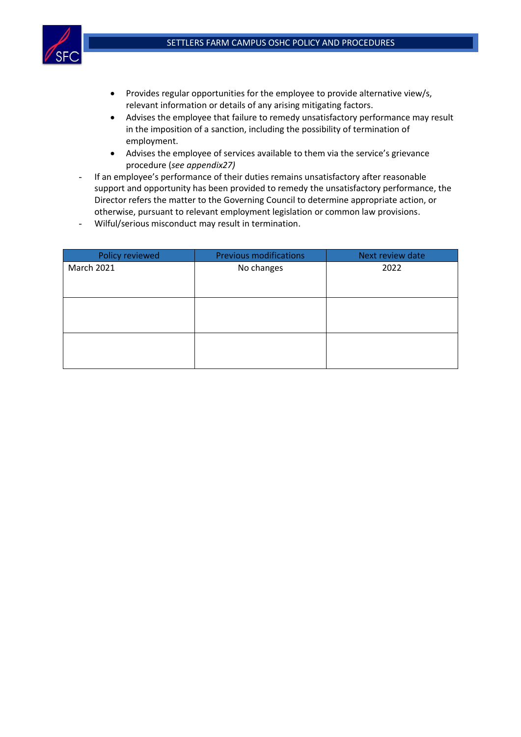- Provides regular opportunities for the employee to provide alternative view/s, relevant information or details of any arising mitigating factors.
  - Advises the employee that failure to remedy unsatisfactory performance may result in the imposition of a sanction, including the possibility of termination of employment.
  - Advises the employee of services available to them via the service's grievance procedure (*see appendix27)*

- If an employee's performance of their duties remains unsatisfactory after reasonable support and opportunity has been provided to remedy the unsatisfactory performance, the Director refers the matter to the Governing Council to determine appropriate action, or otherwise, pursuant to relevant employment legislation or common law provisions.
- Wilful/serious misconduct may result in termination.

| Policy reviewed | Previous modifications | Next review date |
| --- | --- | --- |
| March 2021 | No changes | 2022 |
| | | |
| | | |